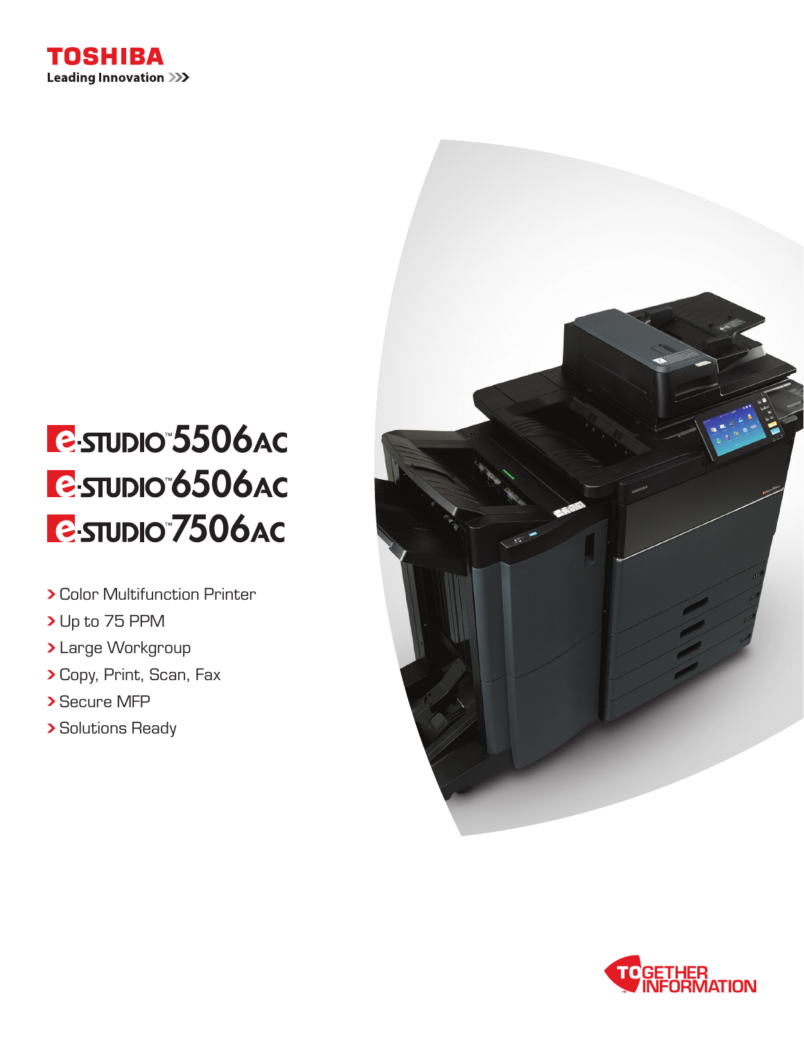TOSHIBA

Leading Innovation >>>

# e-STUDIO™5506AC
# e-STUDIO™6506AC
# e-STUDIO™7506AC

- Color Multifunction Printer
- Up to 75 PPM
- Large Workgroup
- Copy, Print, Scan, Fax
- Secure MFP
- Solutions Ready

TOGETHER INFORMATION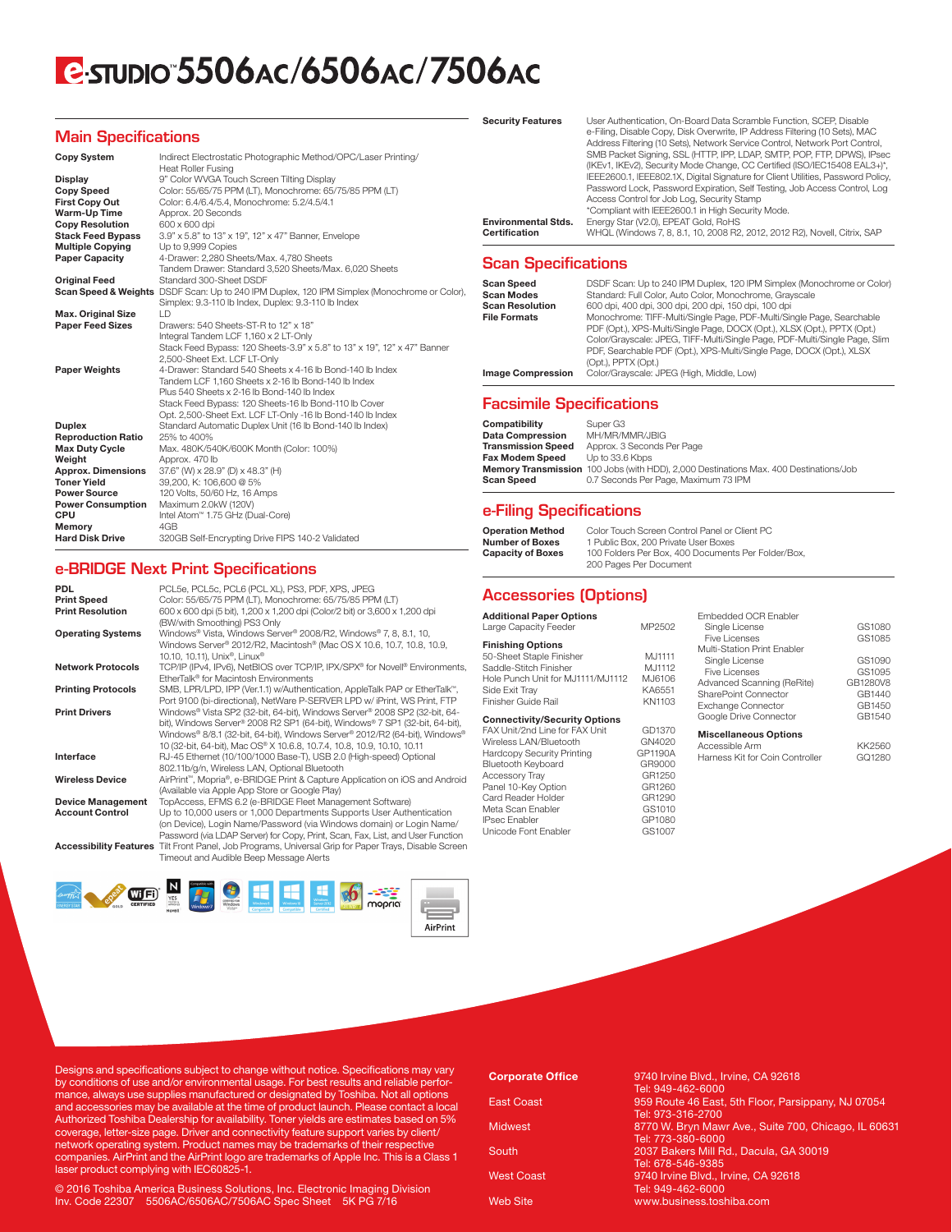# e-STUDIO™5506AC/6506AC/7506AC

## Main Specifications

| | |
|---|---|
| **Copy System** | Indirect Electrostatic Photographic Method/OPC/Laser Printing/ Heat Roller Fusing |
| **Display** | 9" Color WVGA Touch Screen Tilting Display |
| **Copy Speed** | Color: 55/65/75 PPM (LT), Monochrome: 65/75/85 PPM (LT) |
| **First Copy Out** | Color: 6.4/6.4/5.4, Monochrome: 5.2/4.5/4.1 |
| **Warm-Up Time** | Approx. 20 Seconds |
| **Copy Resolution** | 600 x 600 dpi |
| **Stack Feed Bypass** | 3.9" x 5.8" to 13" x 19", 12" x 47" Banner, Envelope |
| **Multiple Copying** | Up to 9,999 Copies |
| **Paper Capacity** | 4-Drawer: 2,280 Sheets/Max. 4,780 Sheets<br>Tandem Drawer: Standard 3,520 Sheets/Max. 6,020 Sheets |
| **Original Feed** | Standard 300-Sheet DSDF |
| **Scan Speed & Weights** | DSDF Scan: Up to 240 IPM Duplex, 120 IPM Simplex (Monochrome or Color), Simplex: 9.3-110 lb Index, Duplex: 9.3-110 lb Index |
| **Max. Original Size** | LD |
| **Paper Feed Sizes** | Drawers: 540 Sheets-ST-R to 12" x 18"<br>Integral Tandem LCF 1,160 x 2 LT-Only<br>Stack Feed Bypass: 120 Sheets-3.9" x 5.8" to 13" x 19", 12" x 47" Banner<br>2,500-Sheet Ext. LCF LT-Only |
| **Paper Weights** | 4-Drawer: Standard 540 Sheets x 4-16 lb Bond-140 lb Index<br>Tandem LCF 1,160 Sheets x 2-16 lb Bond-140 lb Index<br>Plus 540 Sheets x 2-16 lb Bond-140 lb Index<br>Stack Feed Bypass: 120 Sheets-16 lb Bond-110 lb Cover<br>Opt. 2,500-Sheet Ext. LCF LT-Only -16 lb Bond-140 lb Index |
| **Duplex** | Standard Automatic Duplex Unit (16 lb Bond-140 lb Index) |
| **Reproduction Ratio** | 25% to 400% |
| **Max Duty Cycle** | Max. 480K/540K/600K Month (Color: 100%) |
| **Weight** | Approx. 470 lb |
| **Approx. Dimensions** | 37.6" (W) x 28.9" (D) x 48.3" (H) |
| **Toner Yield** | 39,200, K: 106,600 @ 5% |
| **Power Source** | 120 Volts, 50/60 Hz, 16 Amps |
| **Power Consumption** | Maximum 2.0kW (120V) |
| **CPU** | Intel Atom™ 1.75 GHz (Dual-Core) |
| **Memory** | 4GB |
| **Hard Disk Drive** | 320GB Self-Encrypting Drive FIPS 140-2 Validated |

## e-BRIDGE Next Print Specifications

| | |
|---|---|
| **PDL** | PCL5e, PCL5c, PCL6 (PCL XL), PS3, PDF, XPS, JPEG |
| **Print Speed** | Color: 55/65/75 PPM (LT), Monochrome: 65/75/85 PPM (LT) |
| **Print Resolution** | 600 x 600 dpi (5 bit), 1,200 x 1,200 dpi (Color/2 bit) or 3,600 x 1,200 dpi (BW/with Smoothing) PS3 Only |
| **Operating Systems** | Windows® Vista, Windows Server® 2008/R2, Windows® 7, 8, 8.1, 10, Windows Server® 2012/R2, Macintosh® (Mac OS X 10.6, 10.7, 10.8, 10.9, 10.10, 10.11), Unix®, Linux® |
| **Network Protocols** | TCP/IP (IPv4, IPv6), NetBIOS over TCP/IP, IPX/SPX® for Novell® Environments, EtherTalk® for Macintosh Environments |
| **Printing Protocols** | SMB, LPR/LPD, IPP (Ver.1.1) w/Authentication, AppleTalk PAP or EtherTalk™, Port 9100 (bi-directional), NetWare P-SERVER LPD w/ iPrint, WS Print, FTP |
| **Print Drivers** | Windows® Vista SP2 (32-bit, 64-bit), Windows Server® 2008 SP2 (32-bit, 64-bit), Windows Server® 2008 R2 SP1 (64-bit), Windows® 7 SP1 (32-bit, 64-bit), Windows® 8/8.1 (32-bit, 64-bit), Windows Server® 2012/R2 (64-bit), Windows® 10 (32-bit, 64-bit), Mac OS® X 10.6.8, 10.7.4, 10.8, 10.9, 10.10, 10.11 |
| **Interface** | RJ-45 Ethernet (10/100/1000 Base-T), USB 2.0 (High-speed) Optional 802.11b/g/n, Wireless LAN, Optional Bluetooth |
| **Wireless Device** | AirPrint™, Mopria®, e-BRIDGE Print & Capture Application on iOS and Android (Available via Apple App Store or Google Play) |
| **Device Management** | TopAccess, EFMS 6.2 (e-BRIDGE Fleet Management Software) |
| **Account Control** | Up to 10,000 users or 1,000 Departments Supports User Authentication (on Device), Login Name/Password (via Windows domain) or Login Name/ Password (via LDAP Server) for Copy, Print, Scan, Fax, List, and User Function |
| **Accessibility Features** | Tilt Front Panel, Job Programs, Universal Grip for Paper Trays, Disable Screen Timeout and Audible Beep Message Alerts |

| | |
|---|---|
| **Security Features** | User Authentication, On-Board Data Scramble Function, SCEP, Disable e-Filing, Disable Copy, Disk Overwrite, IP Address Filtering (10 Sets), MAC Address Filtering (10 Sets), Network Service Control, Network Port Control, SMB Packet Signing, SSL (HTTP, IPP, LDAP, SMTP, POP, FTP, DPWS), IPsec (IKEv1, IKEv2), Security Mode Change, CC Certified (ISO/IEC15408 EAL3+)*, IEEE2600.1, IEEE802.1X, Digital Signature for Client Utilities, Password Policy, Password Lock, Password Expiration, Self Testing, Job Access Control, Log Access Control for Job Log, Security Stamp<br>*Compliant with IEEE2600.1 in High Security Mode. |
| **Environmental Stds.** | Energy Star (V2.0), EPEAT Gold, RoHS |
| **Certification** | WHQL (Windows 7, 8, 8.1, 10, 2008 R2, 2012, 2012 R2), Novell, Citrix, SAP |

## Scan Specifications

| | |
|---|---|
| **Scan Speed** | DSDF Scan: Up to 240 IPM Duplex, 120 IPM Simplex (Monochrome or Color) |
| **Scan Modes** | Standard: Full Color, Auto Color, Monochrome, Grayscale |
| **Scan Resolution** | 600 dpi, 400 dpi, 300 dpi, 200 dpi, 150 dpi, 100 dpi |
| **File Formats** | Monochrome: TIFF-Multi/Single Page, PDF-Multi/Single Page, Searchable PDF (Opt.), XPS-Multi/Single Page, DOCX (Opt.), XLSX (Opt.), PPTX (Opt.)<br>Color/Grayscale: JPEG, TIFF-Multi/Single Page, PDF-Multi/Single Page, Slim PDF, Searchable PDF (Opt.), XPS-Multi/Single Page, DOCX (Opt.), XLSX (Opt.), PPTX (Opt.) |
| **Image Compression** | Color/Grayscale: JPEG (High, Middle, Low) |

## Facsimile Specifications

| | |
|---|---|
| **Compatibility** | Super G3 |
| **Data Compression** | MH/MR/MMR/JBIG |
| **Transmission Speed** | Approx. 3 Seconds Per Page |
| **Fax Modem Speed** | Up to 33.6 Kbps |
| **Memory Transmission** | 100 Jobs (with HDD), 2,000 Destinations Max. 400 Destinations/Job |
| **Scan Speed** | 0.7 Seconds Per Page, Maximum 73 IPM |

## e-Filing Specifications

| | |
|---|---|
| **Operation Method** | Color Touch Screen Control Panel or Client PC |
| **Number of Boxes** | 1 Public Box, 200 Private User Boxes |
| **Capacity of Boxes** | 100 Folders Per Box, 400 Documents Per Folder/Box, 200 Pages Per Document |

## Accessories (Options)

**Additional Paper Options**

| | |
|---|---|
| Large Capacity Feeder | MP2502 |

**Finishing Options**

| | |
|---|---|
| 50-Sheet Staple Finisher | MJ1111 |
| Saddle-Stitch Finisher | MJ1112 |
| Hole Punch Unit for MJ1111/MJ1112 | MJ6106 |
| Side Exit Tray | KA6551 |
| Finisher Guide Rail | KN1103 |

**Connectivity/Security Options**

| | |
|---|---|
| FAX Unit/2nd Line for FAX Unit | GD1370 |
| Wireless LAN/Bluetooth | GN4020 |
| Hardcopy Security Printing | GP1190A |
| Bluetooth Keyboard | GR9000 |
| Accessory Tray | GR1250 |
| Panel 10-Key Option | GR1260 |
| Card Reader Holder | GR1290 |
| Meta Scan Enabler | GS1010 |
| IPsec Enabler | GP1080 |
| Unicode Font Enabler | GS1007 |
| Embedded OCR Enabler | |
| Single License | GS1080 |
| Five Licenses | GS1085 |
| Multi-Station Print Enabler | |
| Single License | GS1090 |
| Five Licenses | GS1095 |
| Advanced Scanning (ReRite) | GB1280V8 |
| SharePoint Connector | GB1440 |
| Exchange Connector | GB1450 |
| Google Drive Connector | GB1540 |

**Miscellaneous Options**

| | |
|---|---|
| Accessible Arm | KK2560 |
| Harness Kit for Coin Controller | GQ1280 |

AirPrint

Designs and specifications subject to change without notice. Specifications may vary by conditions of use and/or environmental usage. For best results and reliable performance, always use supplies manufactured or designated by Toshiba. Not all options and accessories may be available at the time of product launch. Please contact a local Authorized Toshiba Dealership for availability. Toner yields are estimates based on 5% coverage, letter-size page. Driver and connectivity feature support varies by client/ network operating system. Product names may be trademarks of their respective companies. AirPrint and the AirPrint logo are trademarks of Apple Inc. This is a Class 1 laser product complying with IEC60825-1.

© 2016 Toshiba America Business Solutions, Inc. Electronic Imaging Division
Inv. Code 22307   5506AC/6506AC/7506AC Spec Sheet   5K PG 7/16

| | |
|---|---|
| **Corporate Office** | 9740 Irvine Blvd., Irvine, CA 92618<br>Tel: 949-462-6000 |
| East Coast | 959 Route 46 East, 5th Floor, Parsippany, NJ 07054<br>Tel: 973-316-2700 |
| Midwest | 8770 W. Bryn Mawr Ave., Suite 700, Chicago, IL 60631<br>Tel: 773-380-6000 |
| South | 2037 Bakers Mill Rd., Dacula, GA 30019<br>Tel: 678-546-9385 |
| West Coast | 9740 Irvine Blvd., Irvine, CA 92618<br>Tel: 949-462-6000 |
| Web Site | www.business.toshiba.com |